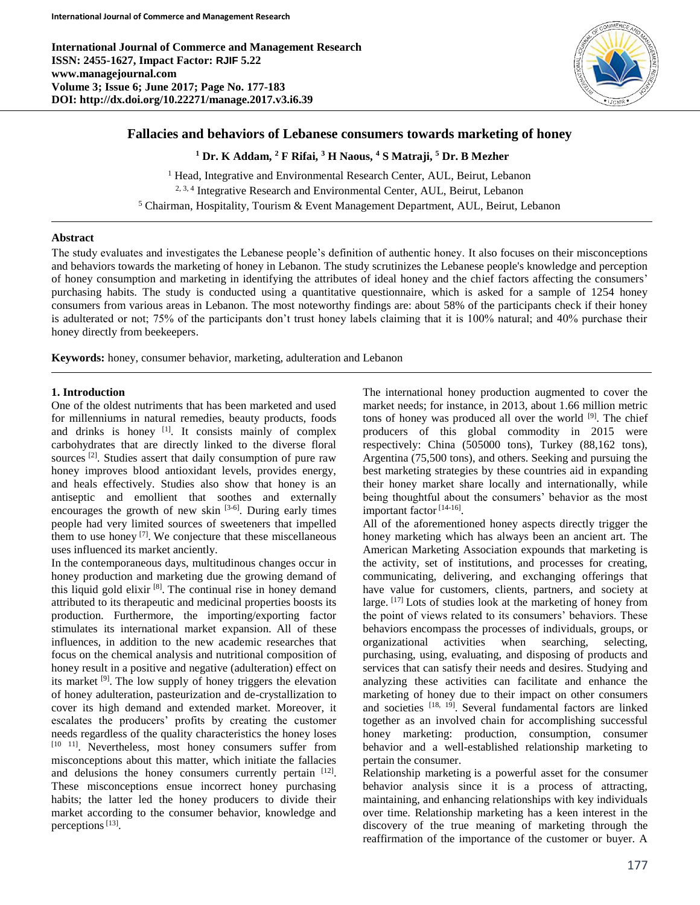International Journal of Commerce and Management Research
ISSN: 2455-1627, Impact Factor: RJIF 5.22
www.managejournal.com
Volume 3; Issue 6; June 2017; Page No. 177-183
DOI: http://dx.doi.org/10.22271/manage.2017.v3.i6.39

# Fallacies and behaviors of Lebanese consumers towards marketing of honey

**[1] Dr. K Addam, [2] F Rifai, [3] H Naous, [4] S Matraji, [5] Dr. B Mezher**

[1] Head, Integrative and Environmental Research Center, AUL, Beirut, Lebanon
[2, 3, 4] Integrative Research and Environmental Center, AUL, Beirut, Lebanon
[5] Chairman, Hospitality, Tourism & Event Management Department, AUL, Beirut, Lebanon

## Abstract

The study evaluates and investigates the Lebanese people's definition of authentic honey. It also focuses on their misconceptions and behaviors towards the marketing of honey in Lebanon. The study scrutinizes the Lebanese people's knowledge and perception of honey consumption and marketing in identifying the attributes of ideal honey and the chief factors affecting the consumers' purchasing habits. The study is conducted using a quantitative questionnaire, which is asked for a sample of 1254 honey consumers from various areas in Lebanon. The most noteworthy findings are: about 58% of the participants check if their honey is adulterated or not; 75% of the participants don't trust honey labels claiming that it is 100% natural; and 40% purchase their honey directly from beekeepers.

**Keywords:** honey, consumer behavior, marketing, adulteration and Lebanon

## 1. Introduction

One of the oldest nutriments that has been marketed and used for millenniums in natural remedies, beauty products, foods and drinks is honey [1]. It consists mainly of complex carbohydrates that are directly linked to the diverse floral sources [2]. Studies assert that daily consumption of pure raw honey improves blood antioxidant levels, provides energy, and heals effectively. Studies also show that honey is an antiseptic and emollient that soothes and externally encourages the growth of new skin [3-6]. During early times people had very limited sources of sweeteners that impelled them to use honey [7]. We conjecture that these miscellaneous uses influenced its market anciently.

In the contemporaneous days, multitudinous changes occur in honey production and marketing due the growing demand of this liquid gold elixir [8]. The continual rise in honey demand attributed to its therapeutic and medicinal properties boosts its production. Furthermore, the importing/exporting factor stimulates its international market expansion. All of these influences, in addition to the new academic researches that focus on the chemical analysis and nutritional composition of honey result in a positive and negative (adulteration) effect on its market [9]. The low supply of honey triggers the elevation of honey adulteration, pasteurization and de-crystallization to cover its high demand and extended market. Moreover, it escalates the producers' profits by creating the customer needs regardless of the quality characteristics the honey loses [10 11]. Nevertheless, most honey consumers suffer from misconceptions about this matter, which initiate the fallacies and delusions the honey consumers currently pertain [12]. These misconceptions ensue incorrect honey purchasing habits; the latter led the honey producers to divide their market according to the consumer behavior, knowledge and perceptions [13].

The international honey production augmented to cover the market needs; for instance, in 2013, about 1.66 million metric tons of honey was produced all over the world [9]. The chief producers of this global commodity in 2015 were respectively: China (505000 tons), Turkey (88,162 tons), Argentina (75,500 tons), and others. Seeking and pursuing the best marketing strategies by these countries aid in expanding their honey market share locally and internationally, while being thoughtful about the consumers' behavior as the most important factor [14-16].

All of the aforementioned honey aspects directly trigger the honey marketing which has always been an ancient art. The American Marketing Association expounds that marketing is the activity, set of institutions, and processes for creating, communicating, delivering, and exchanging offerings that have value for customers, clients, partners, and society at large. [17] Lots of studies look at the marketing of honey from the point of views related to its consumers' behaviors. These behaviors encompass the processes of individuals, groups, or organizational activities when searching, selecting, purchasing, using, evaluating, and disposing of products and services that can satisfy their needs and desires. Studying and analyzing these activities can facilitate and enhance the marketing of honey due to their impact on other consumers and societies [18, 19]. Several fundamental factors are linked together as an involved chain for accomplishing successful honey marketing: production, consumption, consumer behavior and a well-established relationship marketing to pertain the consumer.

Relationship marketing is a powerful asset for the consumer behavior analysis since it is a process of attracting, maintaining, and enhancing relationships with key individuals over time. Relationship marketing has a keen interest in the discovery of the true meaning of marketing through the reaffirmation of the importance of the customer or buyer. A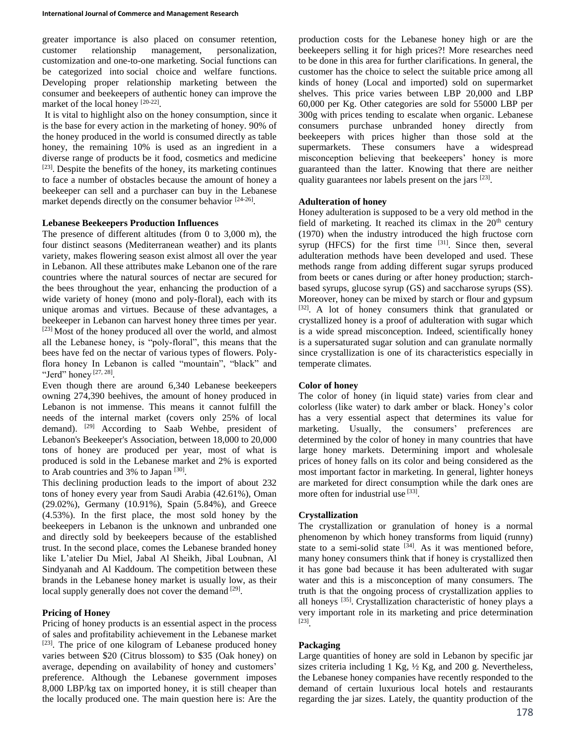greater importance is also placed on consumer retention, customer relationship management, personalization, customization and one-to-one marketing. Social functions can be categorized into social choice and welfare functions. Developing proper relationship marketing between the consumer and beekeepers of authentic honey can improve the market of the local honey [20-22].

It is vital to highlight also on the honey consumption, since it is the base for every action in the marketing of honey. 90% of the honey produced in the world is consumed directly as table honey, the remaining 10% is used as an ingredient in a diverse range of products be it food, cosmetics and medicine [23]. Despite the benefits of the honey, its marketing continues to face a number of obstacles because the amount of honey a beekeeper can sell and a purchaser can buy in the Lebanese market depends directly on the consumer behavior [24-26].

**Lebanese Beekeepers Production Influences**

The presence of different altitudes (from 0 to 3,000 m), the four distinct seasons (Mediterranean weather) and its plants variety, makes flowering season exist almost all over the year in Lebanon. All these attributes make Lebanon one of the rare countries where the natural sources of nectar are secured for the bees throughout the year, enhancing the production of a wide variety of honey (mono and poly-floral), each with its unique aromas and virtues. Because of these advantages, a beekeeper in Lebanon can harvest honey three times per year. [23] Most of the honey produced all over the world, and almost all the Lebanese honey, is "poly-floral", this means that the bees have fed on the nectar of various types of flowers. Poly-flora honey In Lebanon is called "mountain", "black" and "Jerd" honey [27, 28].

Even though there are around 6,340 Lebanese beekeepers owning 274,390 beehives, the amount of honey produced in Lebanon is not immense. This means it cannot fulfill the needs of the internal market (covers only 25% of local demand). [29] According to Saab Wehbe, president of Lebanon's Beekeeper's Association, between 18,000 to 20,000 tons of honey are produced per year, most of what is produced is sold in the Lebanese market and 2% is exported to Arab countries and 3% to Japan [30].

This declining production leads to the import of about 232 tons of honey every year from Saudi Arabia (42.61%), Oman (29.02%), Germany (10.91%), Spain (5.84%), and Greece (4.53%). In the first place, the most sold honey by the beekeepers in Lebanon is the unknown and unbranded one and directly sold by beekeepers because of the established trust. In the second place, comes the Lebanese branded honey like L'atelier Du Miel, Jabal Al Sheikh, Jibal Loubnan, Al Sindyanah and Al Kaddoum. The competition between these brands in the Lebanese honey market is usually low, as their local supply generally does not cover the demand [29].

**Pricing of Honey**

Pricing of honey products is an essential aspect in the process of sales and profitability achievement in the Lebanese market [23]. The price of one kilogram of Lebanese produced honey varies between $20 (Citrus blossom) to $35 (Oak honey) on average, depending on availability of honey and customers' preference. Although the Lebanese government imposes 8,000 LBP/kg tax on imported honey, it is still cheaper than the locally produced one. The main question here is: Are the production costs for the Lebanese honey high or are the beekeepers selling it for high prices?! More researches need to be done in this area for further clarifications. In general, the customer has the choice to select the suitable price among all kinds of honey (Local and imported) sold on supermarket shelves. This price varies between LBP 20,000 and LBP 60,000 per Kg. Other categories are sold for 55000 LBP per 300g with prices tending to escalate when organic. Lebanese consumers purchase unbranded honey directly from beekeepers with prices higher than those sold at the supermarkets. These consumers have a widespread misconception believing that beekeepers' honey is more guaranteed than the latter. Knowing that there are neither quality guarantees nor labels present on the jars [23].

**Adulteration of honey**

Honey adulteration is supposed to be a very old method in the field of marketing. It reached its climax in the 20th century (1970) when the industry introduced the high fructose corn syrup (HFCS) for the first time [31]. Since then, several adulteration methods have been developed and used. These methods range from adding different sugar syrups produced from beets or canes during or after honey production; starch-based syrups, glucose syrup (GS) and saccharose syrups (SS). Moreover, honey can be mixed by starch or flour and gypsum [32]. A lot of honey consumers think that granulated or crystallized honey is a proof of adulteration with sugar which is a wide spread misconception. Indeed, scientifically honey is a supersaturated sugar solution and can granulate normally since crystallization is one of its characteristics especially in temperate climates.

**Color of honey**

The color of honey (in liquid state) varies from clear and colorless (like water) to dark amber or black. Honey's color has a very essential aspect that determines its value for marketing. Usually, the consumers' preferences are determined by the color of honey in many countries that have large honey markets. Determining import and wholesale prices of honey falls on its color and being considered as the most important factor in marketing. In general, lighter honeys are marketed for direct consumption while the dark ones are more often for industrial use [33].

**Crystallization**

The crystallization or granulation of honey is a normal phenomenon by which honey transforms from liquid (runny) state to a semi-solid state [34]. As it was mentioned before, many honey consumers think that if honey is crystallized then it has gone bad because it has been adulterated with sugar water and this is a misconception of many consumers. The truth is that the ongoing process of crystallization applies to all honeys [35]. Crystallization characteristic of honey plays a very important role in its marketing and price determination [23].

**Packaging**

Large quantities of honey are sold in Lebanon by specific jar sizes criteria including 1 Kg, ½ Kg, and 200 g. Nevertheless, the Lebanese honey companies have recently responded to the demand of certain luxurious local hotels and restaurants regarding the jar sizes. Lately, the quantity production of the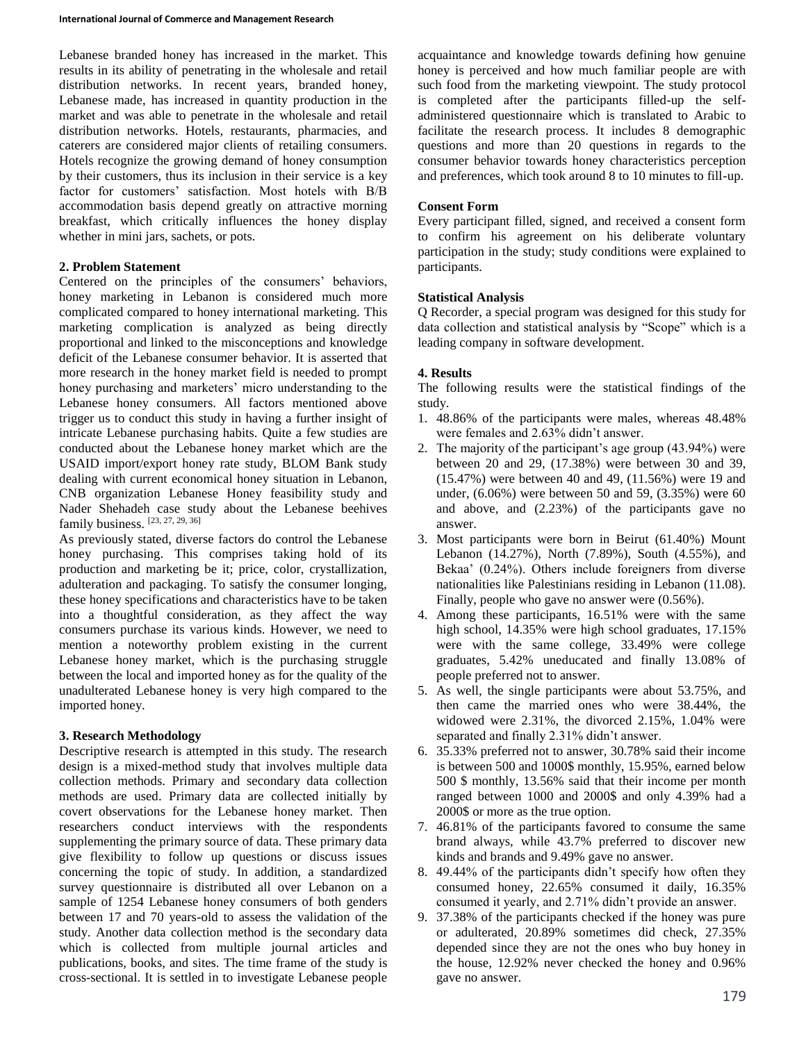Lebanese branded honey has increased in the market. This results in its ability of penetrating in the wholesale and retail distribution networks. In recent years, branded honey, Lebanese made, has increased in quantity production in the market and was able to penetrate in the wholesale and retail distribution networks. Hotels, restaurants, pharmacies, and caterers are considered major clients of retailing consumers. Hotels recognize the growing demand of honey consumption by their customers, thus its inclusion in their service is a key factor for customers' satisfaction. Most hotels with B/B accommodation basis depend greatly on attractive morning breakfast, which critically influences the honey display whether in mini jars, sachets, or pots.

## 2. Problem Statement

Centered on the principles of the consumers' behaviors, honey marketing in Lebanon is considered much more complicated compared to honey international marketing. This marketing complication is analyzed as being directly proportional and linked to the misconceptions and knowledge deficit of the Lebanese consumer behavior. It is asserted that more research in the honey market field is needed to prompt honey purchasing and marketers' micro understanding to the Lebanese honey consumers. All factors mentioned above trigger us to conduct this study in having a further insight of intricate Lebanese purchasing habits. Quite a few studies are conducted about the Lebanese honey market which are the USAID import/export honey rate study, BLOM Bank study dealing with current economical honey situation in Lebanon, CNB organization Lebanese Honey feasibility study and Nader Shehadeh case study about the Lebanese beehives family business. [23, 27, 29, 36]

As previously stated, diverse factors do control the Lebanese honey purchasing. This comprises taking hold of its production and marketing be it; price, color, crystallization, adulteration and packaging. To satisfy the consumer longing, these honey specifications and characteristics have to be taken into a thoughtful consideration, as they affect the way consumers purchase its various kinds. However, we need to mention a noteworthy problem existing in the current Lebanese honey market, which is the purchasing struggle between the local and imported honey as for the quality of the unadulterated Lebanese honey is very high compared to the imported honey.

## 3. Research Methodology

Descriptive research is attempted in this study. The research design is a mixed-method study that involves multiple data collection methods. Primary and secondary data collection methods are used. Primary data are collected initially by covert observations for the Lebanese honey market. Then researchers conduct interviews with the respondents supplementing the primary source of data. These primary data give flexibility to follow up questions or discuss issues concerning the topic of study. In addition, a standardized survey questionnaire is distributed all over Lebanon on a sample of 1254 Lebanese honey consumers of both genders between 17 and 70 years-old to assess the validation of the study. Another data collection method is the secondary data which is collected from multiple journal articles and publications, books, and sites. The time frame of the study is cross-sectional. It is settled in to investigate Lebanese people acquaintance and knowledge towards defining how genuine honey is perceived and how much familiar people are with such food from the marketing viewpoint. The study protocol is completed after the participants filled-up the self-administered questionnaire which is translated to Arabic to facilitate the research process. It includes 8 demographic questions and more than 20 questions in regards to the consumer behavior towards honey characteristics perception and preferences, which took around 8 to 10 minutes to fill-up.

### Consent Form

Every participant filled, signed, and received a consent form to confirm his agreement on his deliberate voluntary participation in the study; study conditions were explained to participants.

### Statistical Analysis

Q Recorder, a special program was designed for this study for data collection and statistical analysis by "Scope" which is a leading company in software development.

## 4. Results

The following results were the statistical findings of the study.

1. 48.86% of the participants were males, whereas 48.48% were females and 2.63% didn't answer.
2. The majority of the participant's age group (43.94%) were between 20 and 29, (17.38%) were between 30 and 39, (15.47%) were between 40 and 49, (11.56%) were 19 and under, (6.06%) were between 50 and 59, (3.35%) were 60 and above, and (2.23%) of the participants gave no answer.
3. Most participants were born in Beirut (61.40%) Mount Lebanon (14.27%), North (7.89%), South (4.55%), and Bekaa' (0.24%). Others include foreigners from diverse nationalities like Palestinians residing in Lebanon (11.08). Finally, people who gave no answer were (0.56%).
4. Among these participants, 16.51% were with the same high school, 14.35% were high school graduates, 17.15% were with the same college, 33.49% were college graduates, 5.42% uneducated and finally 13.08% of people preferred not to answer.
5. As well, the single participants were about 53.75%, and then came the married ones who were 38.44%, the widowed were 2.31%, the divorced 2.15%, 1.04% were separated and finally 2.31% didn't answer.
6. 35.33% preferred not to answer, 30.78% said their income is between 500 and 1000$ monthly, 15.95%, earned below 500 $ monthly, 13.56% said that their income per month ranged between 1000 and 2000$ and only 4.39% had a 2000$ or more as the true option.
7. 46.81% of the participants favored to consume the same brand always, while 43.7% preferred to discover new kinds and brands and 9.49% gave no answer.
8. 49.44% of the participants didn't specify how often they consumed honey, 22.65% consumed it daily, 16.35% consumed it yearly, and 2.71% didn't provide an answer.
9. 37.38% of the participants checked if the honey was pure or adulterated, 20.89% sometimes did check, 27.35% depended since they are not the ones who buy honey in the house, 12.92% never checked the honey and 0.96% gave no answer.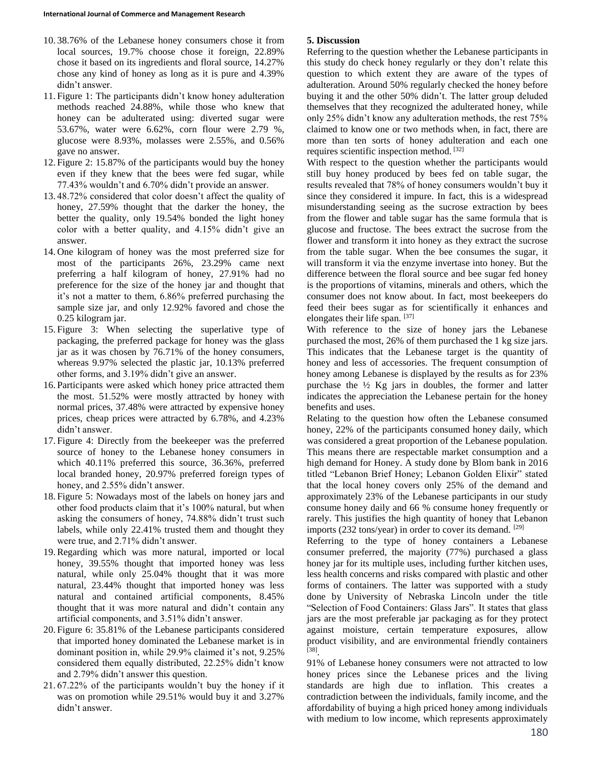10. 38.76% of the Lebanese honey consumers chose it from local sources, 19.7% choose chose it foreign, 22.89% chose it based on its ingredients and floral source, 14.27% chose any kind of honey as long as it is pure and 4.39% didn't answer.
11. Figure 1: The participants didn't know honey adulteration methods reached 24.88%, while those who knew that honey can be adulterated using: diverted sugar were 53.67%, water were 6.62%, corn flour were 2.79 %, glucose were 8.93%, molasses were 2.55%, and 0.56% gave no answer.
12. Figure 2: 15.87% of the participants would buy the honey even if they knew that the bees were fed sugar, while 77.43% wouldn't and 6.70% didn't provide an answer.
13. 48.72% considered that color doesn't affect the quality of honey, 27.59% thought that the darker the honey, the better the quality, only 19.54% bonded the light honey color with a better quality, and 4.15% didn't give an answer.
14. One kilogram of honey was the most preferred size for most of the participants 26%, 23.29% came next preferring a half kilogram of honey, 27.91% had no preference for the size of the honey jar and thought that it's not a matter to them, 6.86% preferred purchasing the sample size jar, and only 12.92% favored and chose the 0.25 kilogram jar.
15. Figure 3: When selecting the superlative type of packaging, the preferred package for honey was the glass jar as it was chosen by 76.71% of the honey consumers, whereas 9.97% selected the plastic jar, 10.13% preferred other forms, and 3.19% didn't give an answer.
16. Participants were asked which honey price attracted them the most. 51.52% were mostly attracted by honey with normal prices, 37.48% were attracted by expensive honey prices, cheap prices were attracted by 6.78%, and 4.23% didn't answer.
17. Figure 4: Directly from the beekeeper was the preferred source of honey to the Lebanese honey consumers in which 40.11% preferred this source, 36.36%, preferred local branded honey, 20.97% preferred foreign types of honey, and 2.55% didn't answer.
18. Figure 5: Nowadays most of the labels on honey jars and other food products claim that it's 100% natural, but when asking the consumers of honey, 74.88% didn't trust such labels, while only 22.41% trusted them and thought they were true, and 2.71% didn't answer.
19. Regarding which was more natural, imported or local honey, 39.55% thought that imported honey was less natural, while only 25.04% thought that it was more natural, 23.44% thought that imported honey was less natural and contained artificial components, 8.45% thought that it was more natural and didn't contain any artificial components, and 3.51% didn't answer.
20. Figure 6: 35.81% of the Lebanese participants considered that imported honey dominated the Lebanese market is in dominant position in, while 29.9% claimed it's not, 9.25% considered them equally distributed, 22.25% didn't know and 2.79% didn't answer this question.
21. 67.22% of the participants wouldn't buy the honey if it was on promotion while 29.51% would buy it and 3.27% didn't answer.

## 5. Discussion

Referring to the question whether the Lebanese participants in this study do check honey regularly or they don't relate this question to which extent they are aware of the types of adulteration. Around 50% regularly checked the honey before buying it and the other 50% didn't. The latter group deluded themselves that they recognized the adulterated honey, while only 25% didn't know any adulteration methods, the rest 75% claimed to know one or two methods when, in fact, there are more than ten sorts of honey adulteration and each one requires scientific inspection method. [32]

With respect to the question whether the participants would still buy honey produced by bees fed on table sugar, the results revealed that 78% of honey consumers wouldn't buy it since they considered it impure. In fact, this is a widespread misunderstanding seeing as the sucrose extraction by bees from the flower and table sugar has the same formula that is glucose and fructose. The bees extract the sucrose from the flower and transform it into honey as they extract the sucrose from the table sugar. When the bee consumes the sugar, it will transform it via the enzyme invertase into honey. But the difference between the floral source and bee sugar fed honey is the proportions of vitamins, minerals and others, which the consumer does not know about. In fact, most beekeepers do feed their bees sugar as for scientifically it enhances and elongates their life span. [37]

With reference to the size of honey jars the Lebanese purchased the most, 26% of them purchased the 1 kg size jars. This indicates that the Lebanese target is the quantity of honey and less of accessories. The frequent consumption of honey among Lebanese is displayed by the results as for 23% purchase the ½ Kg jars in doubles, the former and latter indicates the appreciation the Lebanese pertain for the honey benefits and uses.

Relating to the question how often the Lebanese consumed honey, 22% of the participants consumed honey daily, which was considered a great proportion of the Lebanese population. This means there are respectable market consumption and a high demand for Honey. A study done by Blom bank in 2016 titled "Lebanon Brief Honey; Lebanon Golden Elixir" stated that the local honey covers only 25% of the demand and approximately 23% of the Lebanese participants in our study consume honey daily and 66 % consume honey frequently or rarely. This justifies the high quantity of honey that Lebanon imports (232 tons/year) in order to cover its demand. [29]

Referring to the type of honey containers a Lebanese consumer preferred, the majority (77%) purchased a glass honey jar for its multiple uses, including further kitchen uses, less health concerns and risks compared with plastic and other forms of containers. The latter was supported with a study done by University of Nebraska Lincoln under the title "Selection of Food Containers: Glass Jars". It states that glass jars are the most preferable jar packaging as for they protect against moisture, certain temperature exposures, allow product visibility, and are environmental friendly containers [38].

91% of Lebanese honey consumers were not attracted to low honey prices since the Lebanese prices and the living standards are high due to inflation. This creates a contradiction between the individuals, family income, and the affordability of buying a high priced honey among individuals with medium to low income, which represents approximately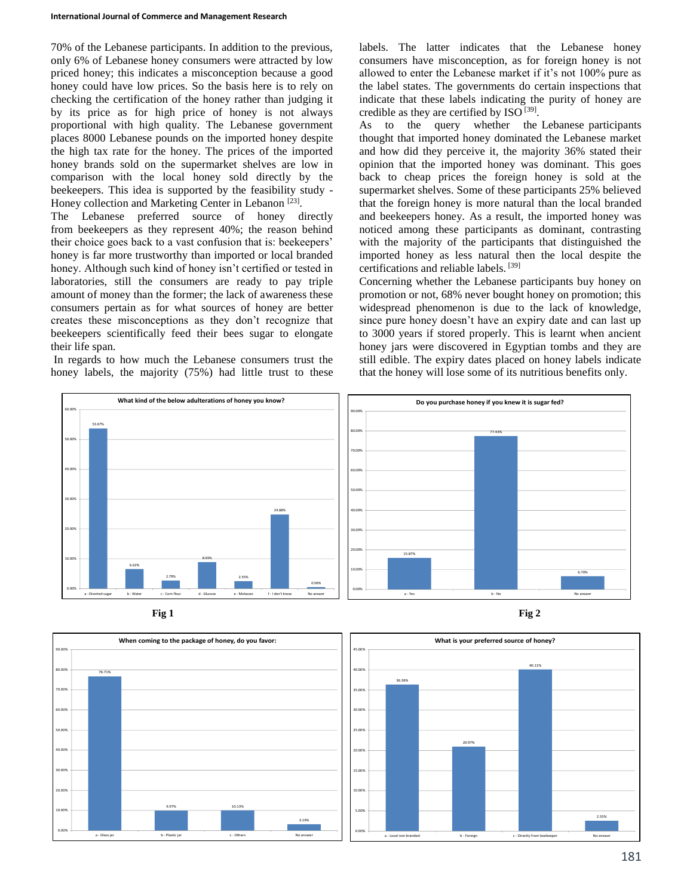70% of the Lebanese participants. In addition to the previous, only 6% of Lebanese honey consumers were attracted by low priced honey; this indicates a misconception because a good honey could have low prices. So the basis here is to rely on checking the certification of the honey rather than judging it by its price as for high price of honey is not always proportional with high quality. The Lebanese government places 8000 Lebanese pounds on the imported honey despite the high tax rate for the honey. The prices of the imported honey brands sold on the supermarket shelves are low in comparison with the local honey sold directly by the beekeepers. This idea is supported by the feasibility study - Honey collection and Marketing Center in Lebanon [23].

The Lebanese preferred source of honey directly from beekeepers as they represent 40%; the reason behind their choice goes back to a vast confusion that is: beekeepers' honey is far more trustworthy than imported or local branded honey. Although such kind of honey isn't certified or tested in laboratories, still the consumers are ready to pay triple amount of money than the former; the lack of awareness these consumers pertain as for what sources of honey are better creates these misconceptions as they don't recognize that beekeepers scientifically feed their bees sugar to elongate their life span.

In regards to how much the Lebanese consumers trust the honey labels, the majority (75%) had little trust to these labels. The latter indicates that the Lebanese honey consumers have misconception, as for foreign honey is not allowed to enter the Lebanese market if it's not 100% pure as the label states. The governments do certain inspections that indicate that these labels indicating the purity of honey are credible as they are certified by ISO [39].

As to the query whether the Lebanese participants thought that imported honey dominated the Lebanese market and how did they perceive it, the majority 36% stated their opinion that the imported honey was dominant. This goes back to cheap prices the foreign honey is sold at the supermarket shelves. Some of these participants 25% believed that the foreign honey is more natural than the local branded and beekeepers honey. As a result, the imported honey was noticed among these participants as dominant, contrasting with the majority of the participants that distinguished the imported honey as less natural then the local despite the certifications and reliable labels. [39]

Concerning whether the Lebanese participants buy honey on promotion or not, 68% never bought honey on promotion; this widespread phenomenon is due to the lack of knowledge, since pure honey doesn't have an expiry date and can last up to 3000 years if stored properly. This is learnt when ancient honey jars were discovered in Egyptian tombs and they are still edible. The expiry dates placed on honey labels indicate that the honey will lose some of its nutritious benefits only.

**Fig 1**

**Fig 2**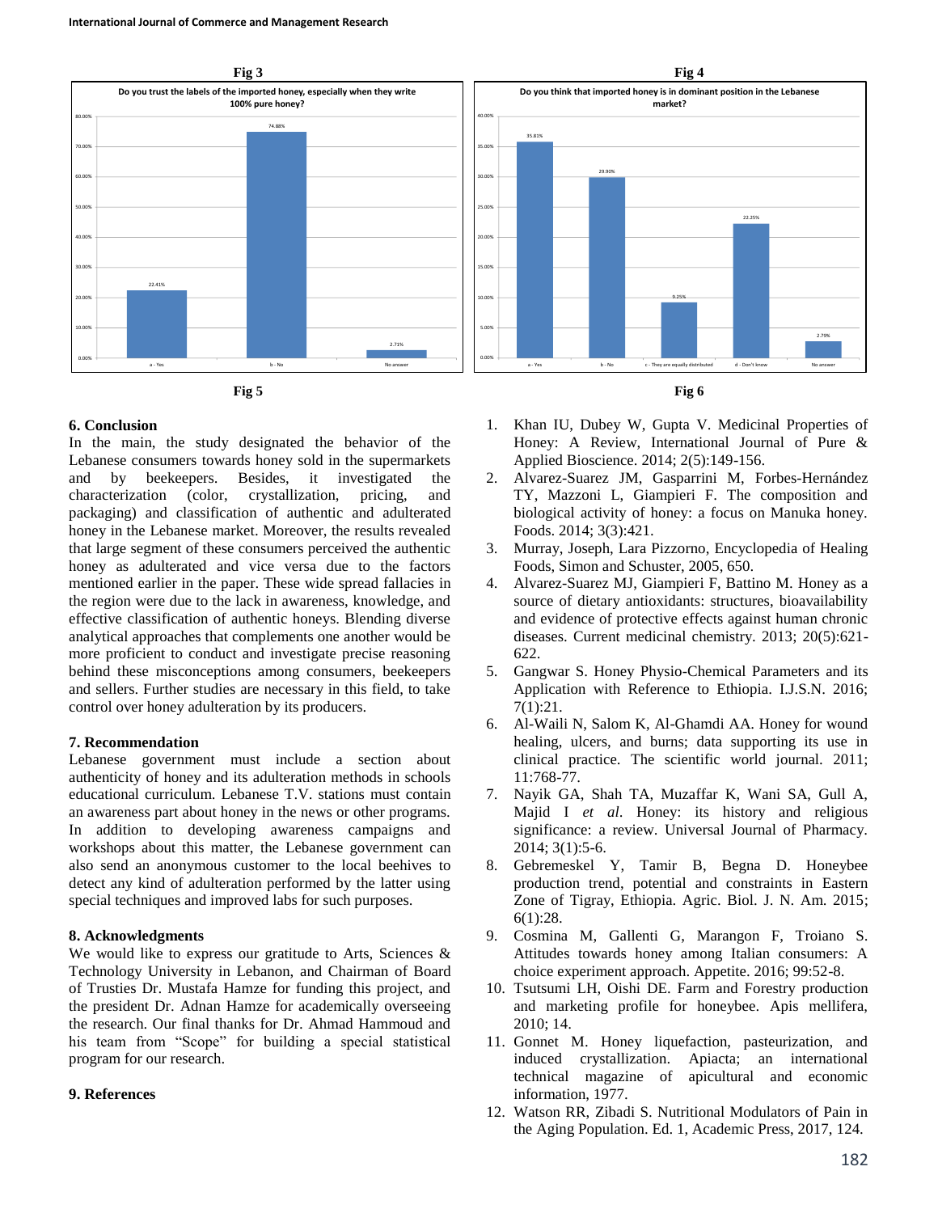**Fig 3**

**Do you trust the labels of the imported honey, especially when they write 100% pure honey?**

| Response | Percentage |
|---|---|
| a - Yes | 22.41% |
| b - No | 74.88% |
| No answer | 2.71% |

**Fig 5**

**Fig 4**

**Do you think that imported honey is in dominant position in the Lebanese market?**

| Response | Percentage |
|---|---|
| a - Yes | 35.81% |
| b - No | 29.90% |
| c - They are equally distributed | 9.25% |
| d - Don't know | 22.25% |
| No answer | 2.79% |

**Fig 6**

## 6. Conclusion

In the main, the study designated the behavior of the Lebanese consumers towards honey sold in the supermarkets and by beekeepers. Besides, it investigated the characterization (color, crystallization, pricing, and packaging) and classification of authentic and adulterated honey in the Lebanese market. Moreover, the results revealed that large segment of these consumers perceived the authentic honey as adulterated and vice versa due to the factors mentioned earlier in the paper. These wide spread fallacies in the region were due to the lack in awareness, knowledge, and effective classification of authentic honeys. Blending diverse analytical approaches that complements one another would be more proficient to conduct and investigate precise reasoning behind these misconceptions among consumers, beekeepers and sellers. Further studies are necessary in this field, to take control over honey adulteration by its producers.

## 7. Recommendation

Lebanese government must include a section about authenticity of honey and its adulteration methods in schools educational curriculum. Lebanese T.V. stations must contain an awareness part about honey in the news or other programs. In addition to developing awareness campaigns and workshops about this matter, the Lebanese government can also send an anonymous customer to the local beehives to detect any kind of adulteration performed by the latter using special techniques and improved labs for such purposes.

## 8. Acknowledgments

We would like to express our gratitude to Arts, Sciences & Technology University in Lebanon, and Chairman of Board of Trusties Dr. Mustafa Hamze for funding this project, and the president Dr. Adnan Hamze for academically overseeing the research. Our final thanks for Dr. Ahmad Hammoud and his team from "Scope" for building a special statistical program for our research.

## 9. References

1. Khan IU, Dubey W, Gupta V. Medicinal Properties of Honey: A Review, International Journal of Pure & Applied Bioscience. 2014; 2(5):149-156.
2. Alvarez-Suarez JM, Gasparrini M, Forbes-Hernández TY, Mazzoni L, Giampieri F. The composition and biological activity of honey: a focus on Manuka honey. Foods. 2014; 3(3):421.
3. Murray, Joseph, Lara Pizzorno, Encyclopedia of Healing Foods, Simon and Schuster, 2005, 650.
4. Alvarez-Suarez MJ, Giampieri F, Battino M. Honey as a source of dietary antioxidants: structures, bioavailability and evidence of protective effects against human chronic diseases. Current medicinal chemistry. 2013; 20(5):621-622.
5. Gangwar S. Honey Physio-Chemical Parameters and its Application with Reference to Ethiopia. I.J.S.N. 2016; 7(1):21.
6. Al-Waili N, Salom K, Al-Ghamdi AA. Honey for wound healing, ulcers, and burns; data supporting its use in clinical practice. The scientific world journal. 2011; 11:768-77.
7. Nayik GA, Shah TA, Muzaffar K, Wani SA, Gull A, Majid I *et al*. Honey: its history and religious significance: a review. Universal Journal of Pharmacy. 2014; 3(1):5-6.
8. Gebremeskel Y, Tamir B, Begna D. Honeybee production trend, potential and constraints in Eastern Zone of Tigray, Ethiopia. Agric. Biol. J. N. Am. 2015; 6(1):28.
9. Cosmina M, Gallenti G, Marangon F, Troiano S. Attitudes towards honey among Italian consumers: A choice experiment approach. Appetite. 2016; 99:52-8.
10. Tsutsumi LH, Oishi DE. Farm and Forestry production and marketing profile for honeybee. Apis mellifera, 2010; 14.
11. Gonnet M. Honey liquefaction, pasteurization, and induced crystallization. Apiacta; an international technical magazine of apicultural and economic information, 1977.
12. Watson RR, Zibadi S. Nutritional Modulators of Pain in the Aging Population. Ed. 1, Academic Press, 2017, 124.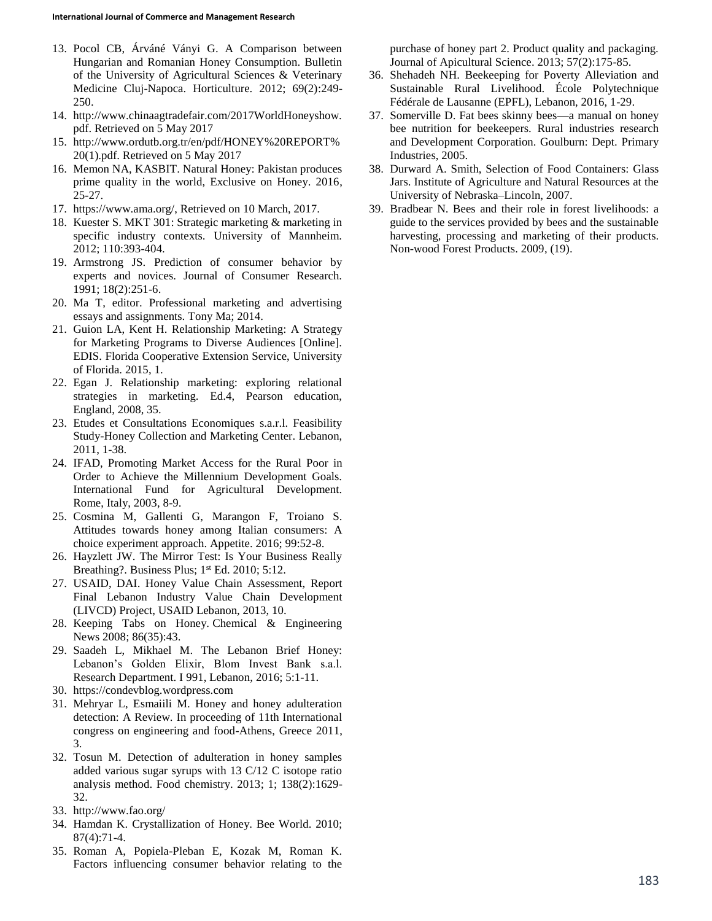13. Pocol CB, Árváné Ványi G. A Comparison between Hungarian and Romanian Honey Consumption. Bulletin of the University of Agricultural Sciences & Veterinary Medicine Cluj-Napoca. Horticulture. 2012; 69(2):249-250.
14. http://www.chinaagtradefair.com/2017WorldHoneyshow.pdf. Retrieved on 5 May 2017
15. http://www.ordutb.org.tr/en/pdf/HONEY%20REPORT%20(1).pdf. Retrieved on 5 May 2017
16. Memon NA, KASBIT. Natural Honey: Pakistan produces prime quality in the world, Exclusive on Honey. 2016, 25-27.
17. https://www.ama.org/, Retrieved on 10 March, 2017.
18. Kuester S. MKT 301: Strategic marketing & marketing in specific industry contexts. University of Mannheim. 2012; 110:393-404.
19. Armstrong JS. Prediction of consumer behavior by experts and novices. Journal of Consumer Research. 1991; 18(2):251-6.
20. Ma T, editor. Professional marketing and advertising essays and assignments. Tony Ma; 2014.
21. Guion LA, Kent H. Relationship Marketing: A Strategy for Marketing Programs to Diverse Audiences [Online]. EDIS. Florida Cooperative Extension Service, University of Florida. 2015, 1.
22. Egan J. Relationship marketing: exploring relational strategies in marketing. Ed.4, Pearson education, England, 2008, 35.
23. Etudes et Consultations Economiques s.a.r.l. Feasibility Study-Honey Collection and Marketing Center. Lebanon, 2011, 1-38.
24. IFAD, Promoting Market Access for the Rural Poor in Order to Achieve the Millennium Development Goals. International Fund for Agricultural Development. Rome, Italy, 2003, 8-9.
25. Cosmina M, Gallenti G, Marangon F, Troiano S. Attitudes towards honey among Italian consumers: A choice experiment approach. Appetite. 2016; 99:52-8.
26. Hayzlett JW. The Mirror Test: Is Your Business Really Breathing?. Business Plus; 1st Ed. 2010; 5:12.
27. USAID, DAI. Honey Value Chain Assessment, Report Final Lebanon Industry Value Chain Development (LIVCD) Project, USAID Lebanon, 2013, 10.
28. Keeping Tabs on Honey. Chemical & Engineering News 2008; 86(35):43.
29. Saadeh L, Mikhael M. The Lebanon Brief Honey: Lebanon's Golden Elixir, Blom Invest Bank s.a.l. Research Department. I 991, Lebanon, 2016; 5:1-11.
30. https://condevblog.wordpress.com
31. Mehryar L, Esmaiili M. Honey and honey adulteration detection: A Review. In proceeding of 11th International congress on engineering and food-Athens, Greece 2011, 3.
32. Tosun M. Detection of adulteration in honey samples added various sugar syrups with 13 C/12 C isotope ratio analysis method. Food chemistry. 2013; 1; 138(2):1629-32.
33. http://www.fao.org/
34. Hamdan K. Crystallization of Honey. Bee World. 2010; 87(4):71-4.
35. Roman A, Popiela-Pleban E, Kozak M, Roman K. Factors influencing consumer behavior relating to the purchase of honey part 2. Product quality and packaging. Journal of Apicultural Science. 2013; 57(2):175-85.
36. Shehadeh NH. Beekeeping for Poverty Alleviation and Sustainable Rural Livelihood. École Polytechnique Fédérale de Lausanne (EPFL), Lebanon, 2016, 1-29.
37. Somerville D. Fat bees skinny bees—a manual on honey bee nutrition for beekeepers. Rural industries research and Development Corporation. Goulburn: Dept. Primary Industries, 2005.
38. Durward A. Smith, Selection of Food Containers: Glass Jars. Institute of Agriculture and Natural Resources at the University of Nebraska–Lincoln, 2007.
39. Bradbear N. Bees and their role in forest livelihoods: a guide to the services provided by bees and the sustainable harvesting, processing and marketing of their products. Non-wood Forest Products. 2009, (19).